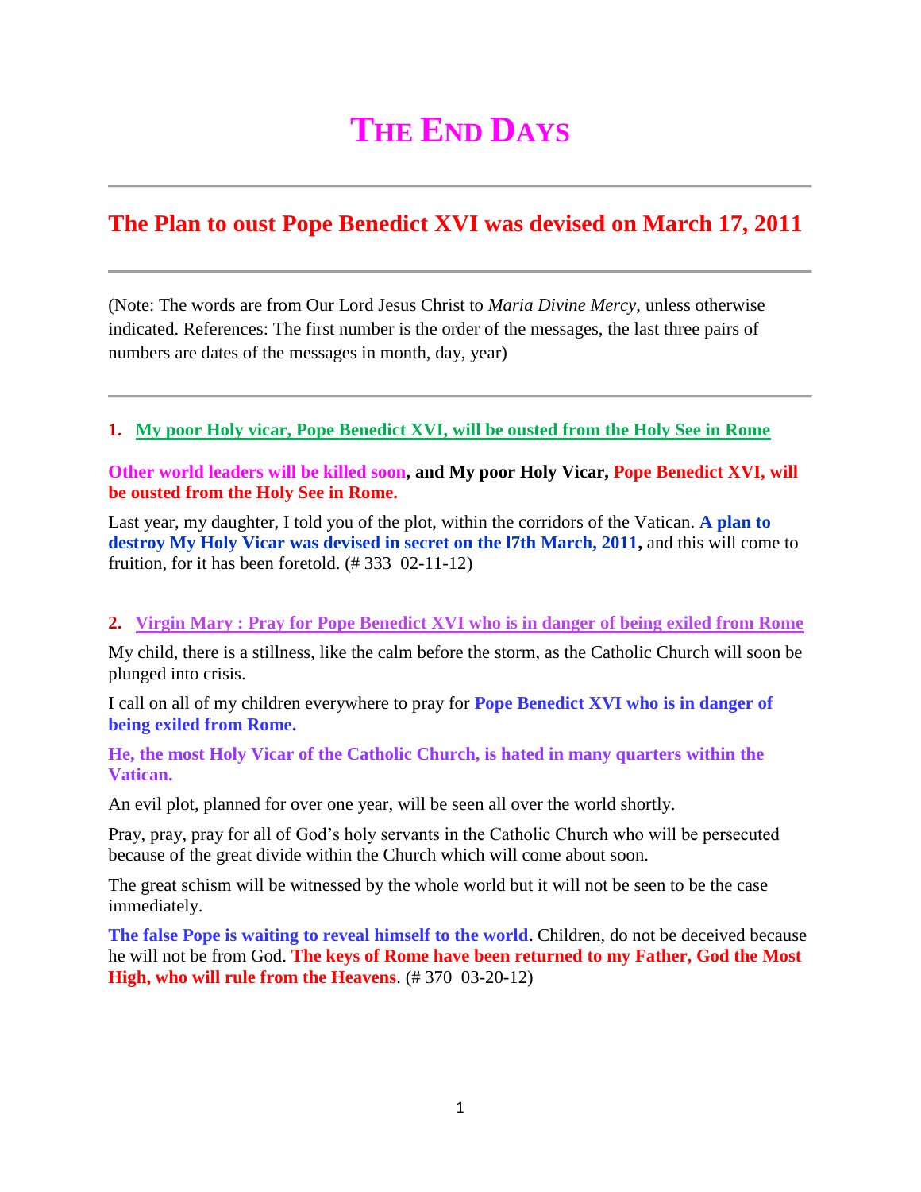# THE END DAYS

---

## The Plan to oust Pope Benedict XVI was devised on March 17, 2011

---

(Note: The words are from Our Lord Jesus Christ to *Maria Divine Mercy*, unless otherwise indicated. References: The first number is the order of the messages, the last three pairs of numbers are dates of the messages in month, day, year)

---

### 1. My poor Holy vicar, Pope Benedict XVI, will be ousted from the Holy See in Rome

**Other world leaders will be killed soon, and My poor Holy Vicar, Pope Benedict XVI, will be ousted from the Holy See in Rome.**

Last year, my daughter, I told you of the plot, within the corridors of the Vatican. **A plan to destroy My Holy Vicar was devised in secret on the l7th March, 2011,** and this will come to fruition, for it has been foretold. (# 333 02-11-12)

### 2. Virgin Mary : Pray for Pope Benedict XVI who is in danger of being exiled from Rome

My child, there is a stillness, like the calm before the storm, as the Catholic Church will soon be plunged into crisis.

I call on all of my children everywhere to pray for **Pope Benedict XVI who is in danger of being exiled from Rome.**

**He, the most Holy Vicar of the Catholic Church, is hated in many quarters within the Vatican.**

An evil plot, planned for over one year, will be seen all over the world shortly.

Pray, pray, pray for all of God's holy servants in the Catholic Church who will be persecuted because of the great divide within the Church which will come about soon.

The great schism will be witnessed by the whole world but it will not be seen to be the case immediately.

**The false Pope is waiting to reveal himself to the world.** Children, do not be deceived because he will not be from God. **The keys of Rome have been returned to my Father, God the Most High, who will rule from the Heavens**. (# 370 03-20-12)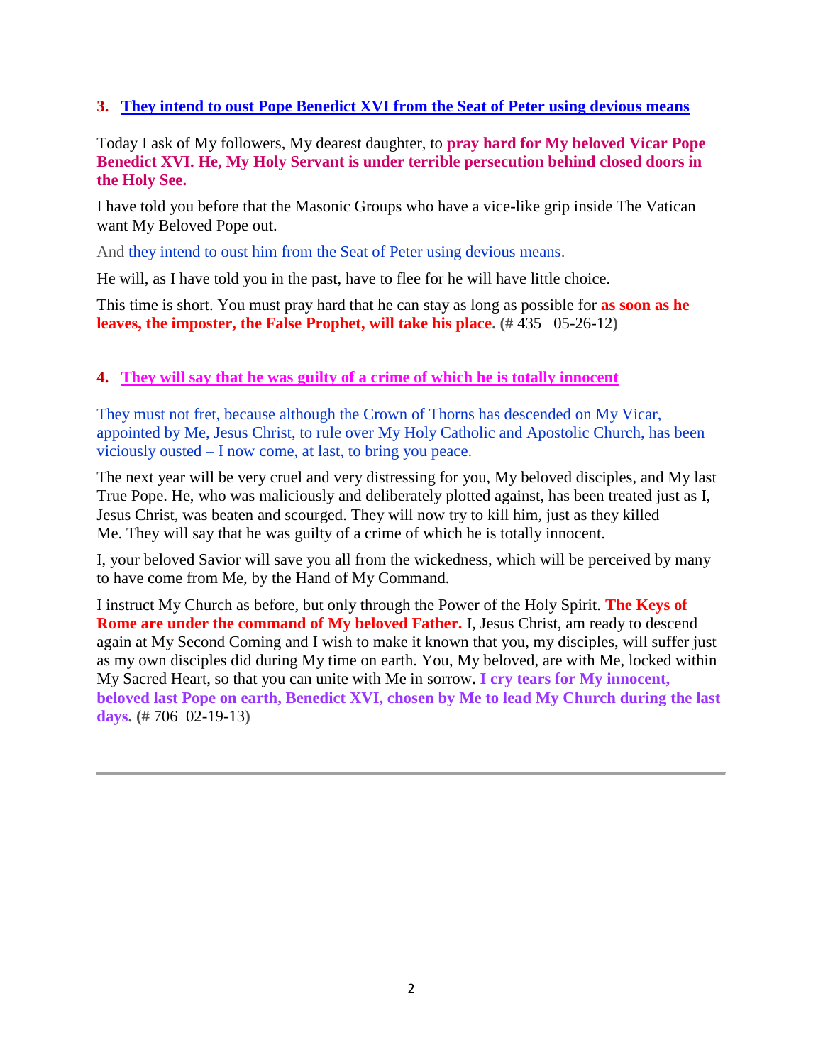### 3. They intend to oust Pope Benedict XVI from the Seat of Peter using devious means

Today I ask of My followers, My dearest daughter, to **pray hard for My beloved Vicar Pope Benedict XVI. He, My Holy Servant is under terrible persecution behind closed doors in the Holy See.**

I have told you before that the Masonic Groups who have a vice-like grip inside The Vatican want My Beloved Pope out.

And they intend to oust him from the Seat of Peter using devious means.

He will, as I have told you in the past, have to flee for he will have little choice.

This time is short. You must pray hard that he can stay as long as possible for **as soon as he leaves, the imposter, the False Prophet, will take his place. (**# 435 05-26-12**)**

### 4. They will say that he was guilty of a crime of which he is totally innocent

They must not fret, because although the Crown of Thorns has descended on My Vicar, appointed by Me, Jesus Christ, to rule over My Holy Catholic and Apostolic Church, has been viciously ousted – I now come, at last, to bring you peace.

The next year will be very cruel and very distressing for you, My beloved disciples, and My last True Pope. He, who was maliciously and deliberately plotted against, has been treated just as I, Jesus Christ, was beaten and scourged. They will now try to kill him, just as they killed Me. They will say that he was guilty of a crime of which he is totally innocent.

I, your beloved Savior will save you all from the wickedness, which will be perceived by many to have come from Me, by the Hand of My Command.

I instruct My Church as before, but only through the Power of the Holy Spirit. **The Keys of Rome are under the command of My beloved Father.** I, Jesus Christ, am ready to descend again at My Second Coming and I wish to make it known that you, my disciples, will suffer just as my own disciples did during My time on earth. You, My beloved, are with Me, locked within My Sacred Heart, so that you can unite with Me in sorrow**. I cry tears for My innocent, beloved last Pope on earth, Benedict XVI, chosen by Me to lead My Church during the last days. (**# 706 02-19-13**)**

---